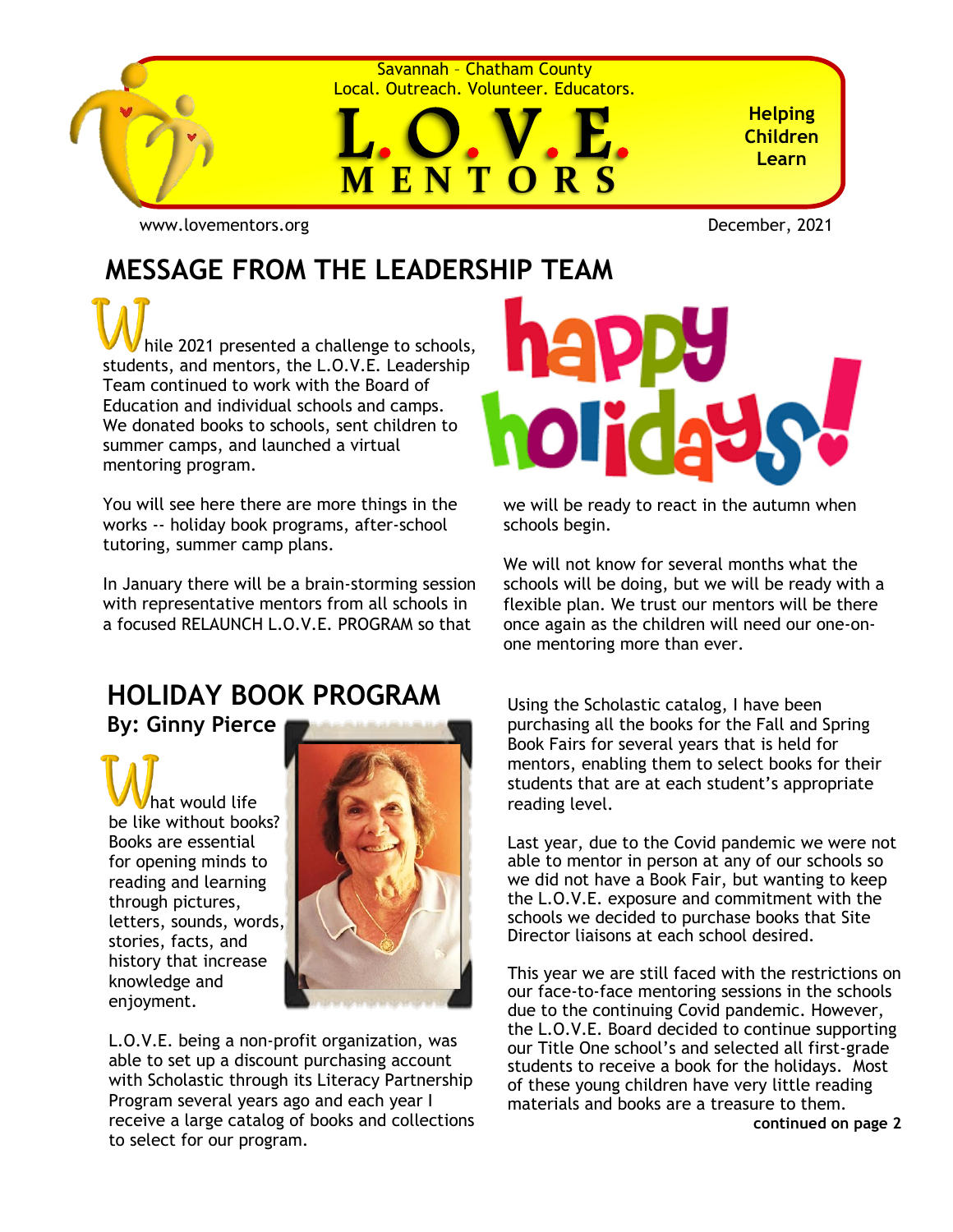Savannah – Chatham County
Local. Outreach. Volunteer. Educators.

# L.O.V.E. MENTORS

**Helping Children Learn**

www.lovementors.org

December, 2021

## MESSAGE FROM THE LEADERSHIP TEAM

While 2021 presented a challenge to schools, students, and mentors, the L.O.V.E. Leadership Team continued to work with the Board of Education and individual schools and camps. We donated books to schools, sent children to summer camps, and launched a virtual mentoring program.

You will see here there are more things in the works -- holiday book programs, after-school tutoring, summer camp plans.

In January there will be a brain-storming session with representative mentors from all schools in a focused RELAUNCH L.O.V.E. PROGRAM so that we will be ready to react in the autumn when schools begin.

We will not know for several months what the schools will be doing, but we will be ready with a flexible plan. We trust our mentors will be there once again as the children will need our one-on-one mentoring more than ever.

## HOLIDAY BOOK PROGRAM

**By: Ginny Pierce**

What would life be like without books? Books are essential for opening minds to reading and learning through pictures, letters, sounds, words, stories, facts, and history that increase knowledge and enjoyment.

L.O.V.E. being a non-profit organization, was able to set up a discount purchasing account with Scholastic through its Literacy Partnership Program several years ago and each year I receive a large catalog of books and collections to select for our program.

Using the Scholastic catalog, I have been purchasing all the books for the Fall and Spring Book Fairs for several years that is held for mentors, enabling them to select books for their students that are at each student's appropriate reading level.

Last year, due to the Covid pandemic we were not able to mentor in person at any of our schools so we did not have a Book Fair, but wanting to keep the L.O.V.E. exposure and commitment with the schools we decided to purchase books that Site Director liaisons at each school desired.

This year we are still faced with the restrictions on our face-to-face mentoring sessions in the schools due to the continuing Covid pandemic. However, the L.O.V.E. Board decided to continue supporting our Title One school's and selected all first-grade students to receive a book for the holidays. Most of these young children have very little reading materials and books are a treasure to them.

**continued on page 2**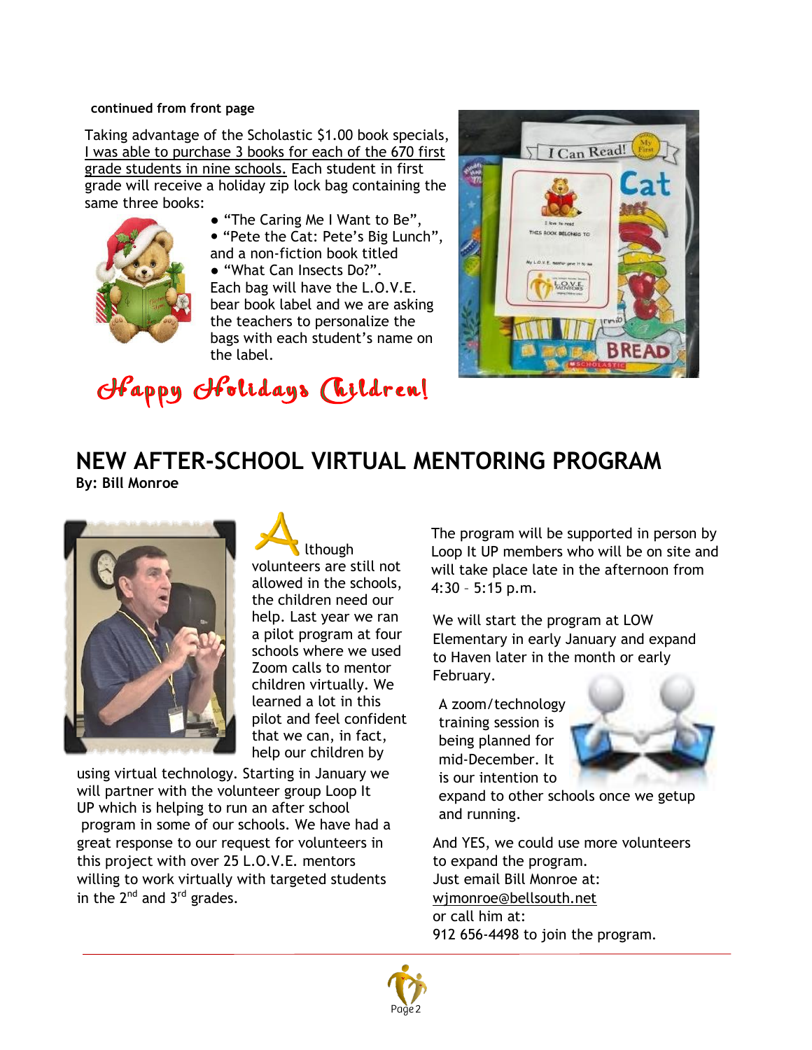**continued from front page**

Taking advantage of the Scholastic $1.00 book specials, I was able to purchase 3 books for each of the 670 first grade students in nine schools. Each student in first grade will receive a holiday zip lock bag containing the same three books:

- "The Caring Me I Want to Be",
- "Pete the Cat: Pete's Big Lunch", and a non-fiction book titled
- "What Can Insects Do?".

Each bag will have the L.O.V.E. bear book label and we are asking the teachers to personalize the bags with each student's name on the label.

Happy Holidays Children!

## NEW AFTER-SCHOOL VIRTUAL MENTORING PROGRAM

**By: Bill Monroe**

Although volunteers are still not allowed in the schools, the children need our help. Last year we ran a pilot program at four schools where we used Zoom calls to mentor children virtually. We learned a lot in this pilot and feel confident that we can, in fact, help our children by using virtual technology. Starting in January we will partner with the volunteer group Loop It UP which is helping to run an after school program in some of our schools. We have had a great response to our request for volunteers in this project with over 25 L.O.V.E. mentors willing to work virtually with targeted students in the 2nd and 3rd grades.

The program will be supported in person by Loop It UP members who will be on site and will take place late in the afternoon from 4:30 – 5:15 p.m.

We will start the program at LOW Elementary in early January and expand to Haven later in the month or early February.

A zoom/technology training session is being planned for mid-December. It is our intention to expand to other schools once we getup and running.

And YES, we could use more volunteers to expand the program.
Just email Bill Monroe at:
wjmonroe@bellsouth.net
or call him at:
912 656-4498 to join the program.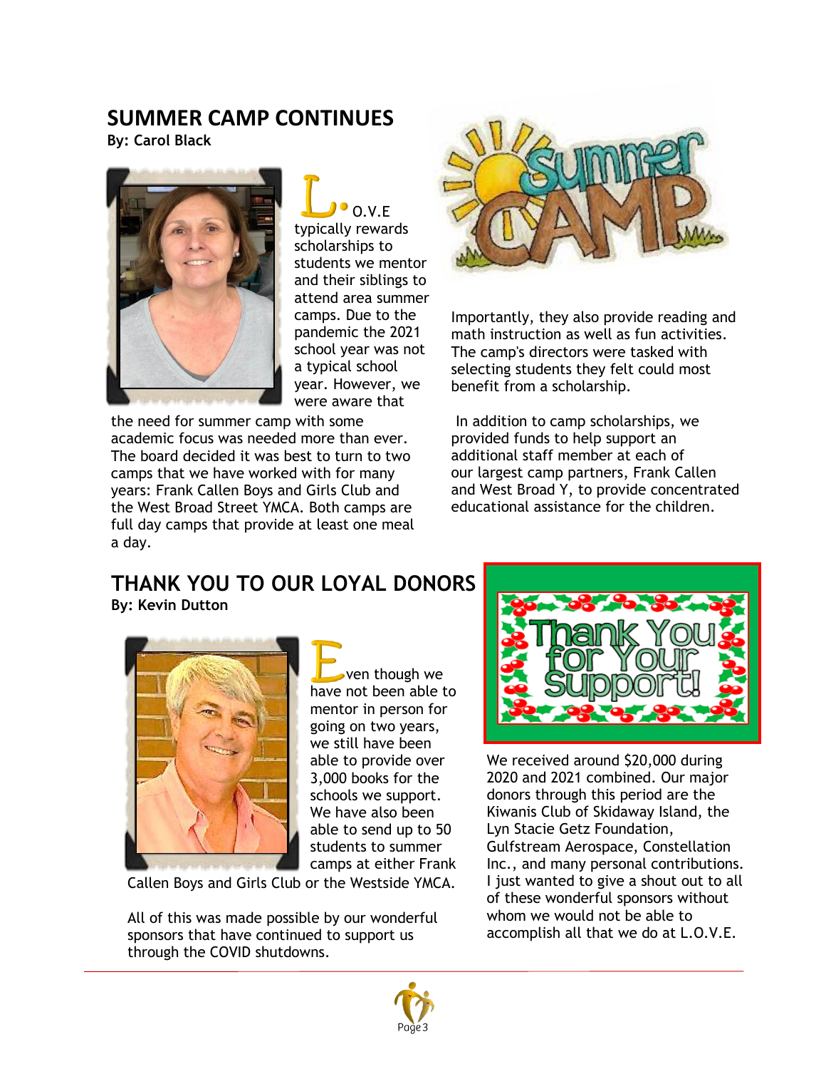## SUMMER CAMP CONTINUES

**By: Carol Black**

L.O.V.E typically rewards scholarships to students we mentor and their siblings to attend area summer camps. Due to the pandemic the 2021 school year was not a typical school year. However, we were aware that the need for summer camp with some academic focus was needed more than ever. The board decided it was best to turn to two camps that we have worked with for many years: Frank Callen Boys and Girls Club and the West Broad Street YMCA. Both camps are full day camps that provide at least one meal a day.

Importantly, they also provide reading and math instruction as well as fun activities. The camp's directors were tasked with selecting students they felt could most benefit from a scholarship.

In addition to camp scholarships, we provided funds to help support an additional staff member at each of our largest camp partners, Frank Callen and West Broad Y, to provide concentrated educational assistance for the children.

## THANK YOU TO OUR LOYAL DONORS

**By: Kevin Dutton**

Even though we have not been able to mentor in person for going on two years, we still have been able to provide over 3,000 books for the schools we support. We have also been able to send up to 50 students to summer camps at either Frank Callen Boys and Girls Club or the Westside YMCA.

All of this was made possible by our wonderful sponsors that have continued to support us through the COVID shutdowns.

We received around $20,000 during 2020 and 2021 combined. Our major donors through this period are the Kiwanis Club of Skidaway Island, the Lyn Stacie Getz Foundation, Gulfstream Aerospace, Constellation Inc., and many personal contributions. I just wanted to give a shout out to all of these wonderful sponsors without whom we would not be able to accomplish all that we do at L.O.V.E.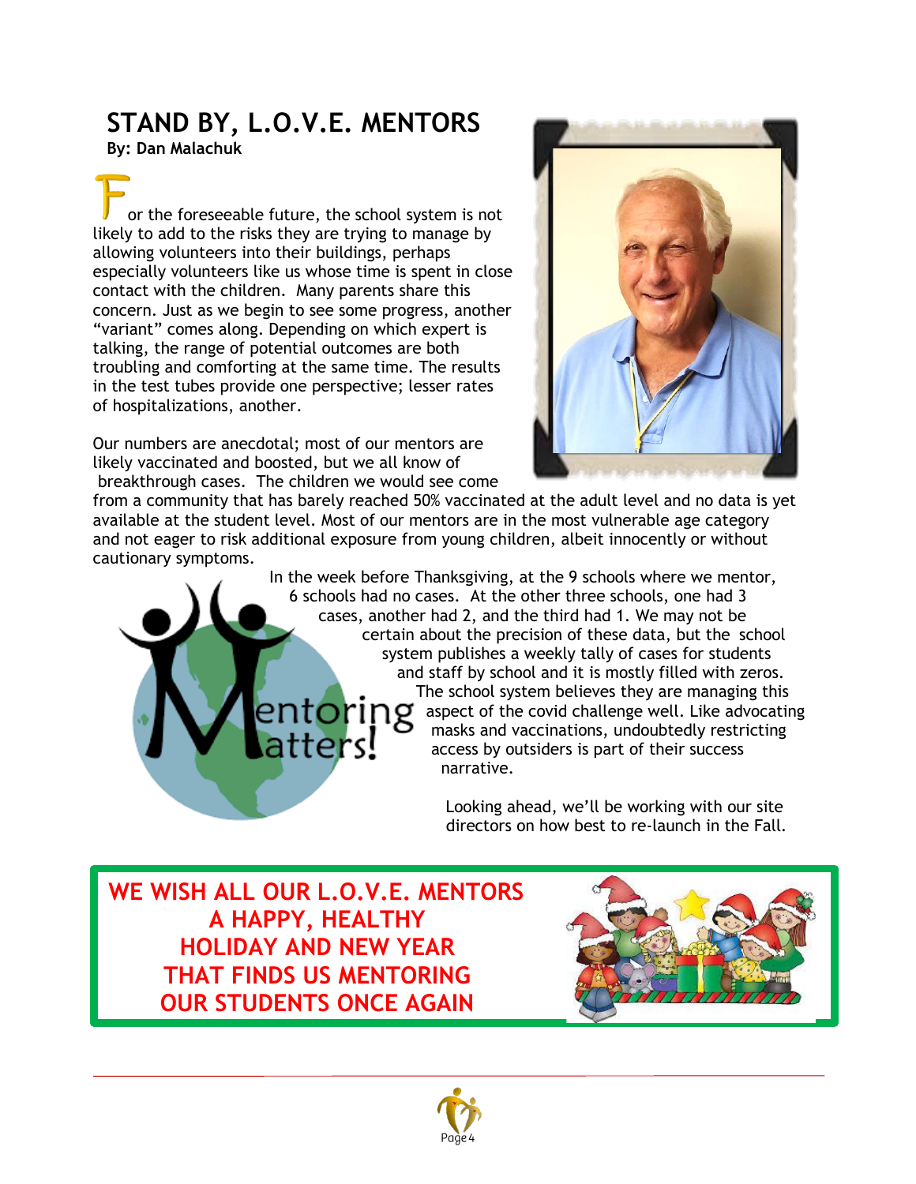## STAND BY, L.O.V.E. MENTORS

**By: Dan Malachuk**

For the foreseeable future, the school system is not likely to add to the risks they are trying to manage by allowing volunteers into their buildings, perhaps especially volunteers like us whose time is spent in close contact with the children. Many parents share this concern. Just as we begin to see some progress, another "variant" comes along. Depending on which expert is talking, the range of potential outcomes are both troubling and comforting at the same time. The results in the test tubes provide one perspective; lesser rates of hospitalizations, another.

Our numbers are anecdotal; most of our mentors are likely vaccinated and boosted, but we all know of breakthrough cases. The children we would see come from a community that has barely reached 50% vaccinated at the adult level and no data is yet available at the student level. Most of our mentors are in the most vulnerable age category and not eager to risk additional exposure from young children, albeit innocently or without cautionary symptoms.

In the week before Thanksgiving, at the 9 schools where we mentor, 6 schools had no cases. At the other three schools, one had 3 cases, another had 2, and the third had 1. We may not be certain about the precision of these data, but the school system publishes a weekly tally of cases for students and staff by school and it is mostly filled with zeros. The school system believes they are managing this aspect of the covid challenge well. Like advocating masks and vaccinations, undoubtedly restricting access by outsiders is part of their success narrative.

Mentoring Matters!

Looking ahead, we'll be working with our site directors on how best to re-launch in the Fall.

**WE WISH ALL OUR L.O.V.E. MENTORS A HAPPY, HEALTHY HOLIDAY AND NEW YEAR THAT FINDS US MENTORING OUR STUDENTS ONCE AGAIN**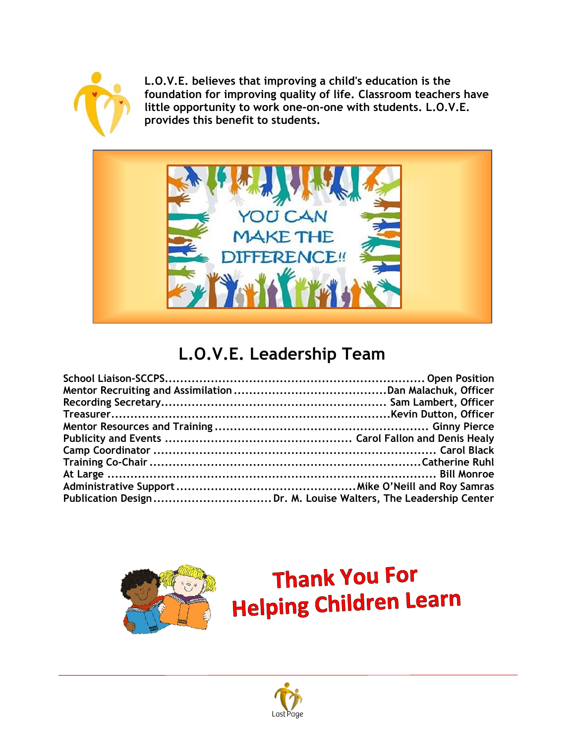**L.O.V.E. believes that improving a child's education is the foundation for improving quality of life. Classroom teachers have little opportunity to work one-on-one with students. L.O.V.E. provides this benefit to students.**

YOU CAN MAKE THE DIFFERENCE!!

## L.O.V.E. Leadership Team

**School Liaison-SCCPS..................................................................... Open Position**
**Mentor Recruiting and Assimilation ........................................Dan Malachuk, Officer**
**Recording Secretary........................................................................ Sam Lambert, Officer**
**Treasurer........................................................................................Kevin Dutton, Officer**
**Mentor Resources and Training ........................................................ Ginny Pierce**
**Publicity and Events ................................................ Carol Fallon and Denis Healy**
**Camp Coordinator ....................................................................... Carol Black**
**Training Co-Chair ......................................................................Catherine Ruhl**
**At Large ......................................................................................... Bill Monroe**
**Administrative Support ...............................................Mike O'Neill and Roy Samras**
**Publication Design ...............................Dr. M. Louise Walters, The Leadership Center**

**Thank You For Helping Children Learn**

Last Page